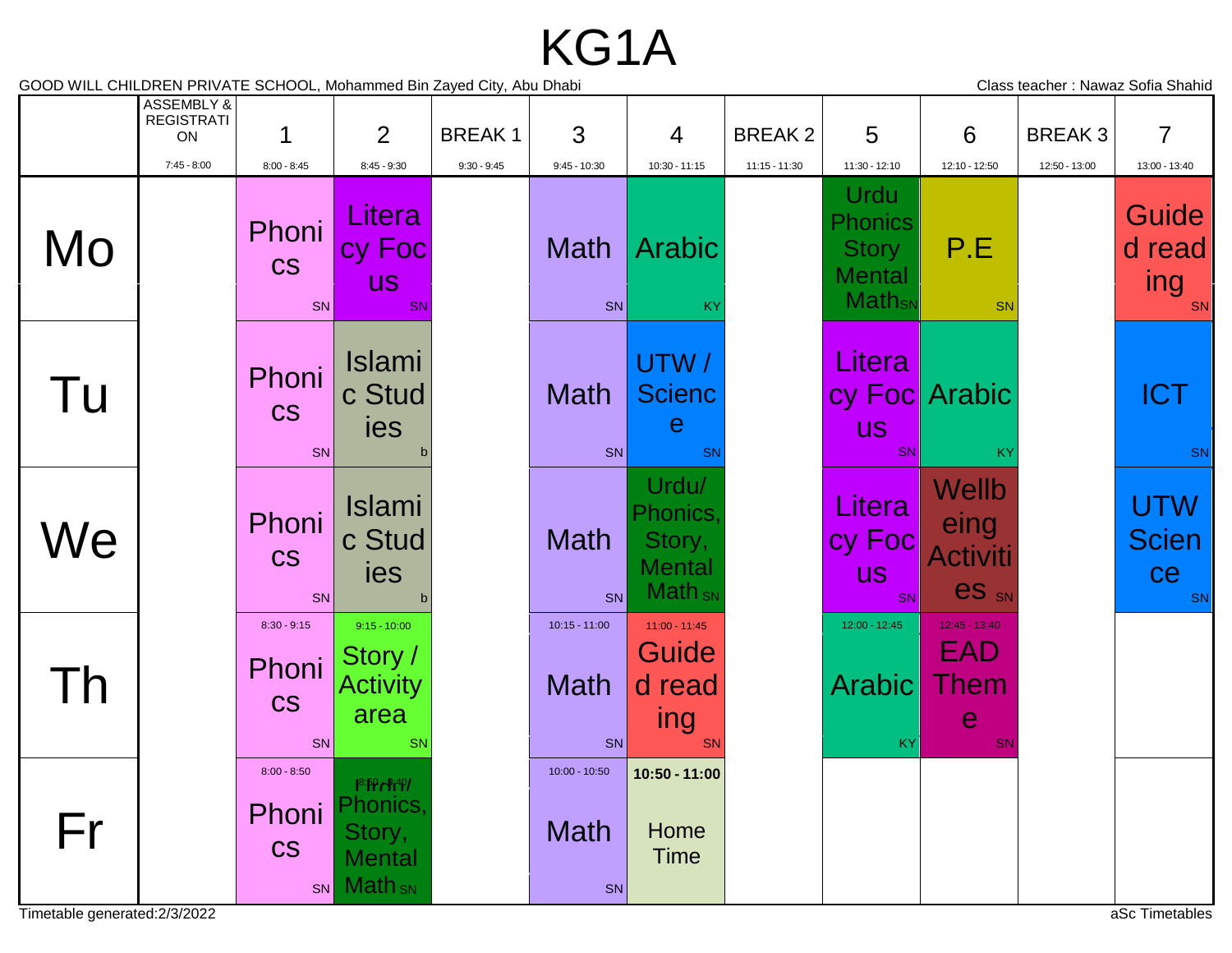# KG1A

GOOD WILL CHILDREN PRIVATE SCHOOL, Mohammed Bin Zayed City, Abu Dhabi

Class teacher : Nawaz Sofia Shahid

| | ASSEMBLY & REGISTRATION 7:45 - 8:00 | 1 8:00 - 8:45 | 2 8:45 - 9:30 | BREAK 1 9:30 - 9:45 | 3 9:45 - 10:30 | 4 10:30 - 11:15 | BREAK 2 11:15 - 11:30 | 5 11:30 - 12:10 | 6 12:10 - 12:50 | BREAK 3 12:50 - 13:00 | 7 13:00 - 13:40 |
|---|---|---|---|---|---|---|---|---|---|---|---|
| Mo | | Phonics SN | Literacy Focus SN | | Math SN | Arabic KY | | Urdu Phonics Story Mental Math SN | P.E SN | | Guided reading SN |
| Tu | | Phonics SN | Islamic Studies b | | Math SN | UTW / Science SN | | Literacy Focus SN | Arabic KY | | ICT SN |
| We | | Phonics SN | Islamic Studies b | | Math SN | Urdu/ Phonics, Story, Mental Math SN | | Literacy Focus SN | Wellbeing Activities SN | | UTW Science SN |
| Th | | 8:30 - 9:15 Phonics SN | 9:15 - 10:00 Story / Activity area SN | | 10:15 - 11:00 Math SN | 11:00 - 11:45 Guided reading SN | | 12:00 - 12:45 Arabic KY | 12:45 - 13:40 EAD Theme SN | | |
| Fr | | 8:00 - 8:50 Phonics SN | 8:50 - 9:40 Urdu/ Phonics, Story, Mental Math SN | | 10:00 - 10:50 Math SN | **10:50 - 11:00** Home Time | | | | | |

Timetable generated:2/3/2022

aSc Timetables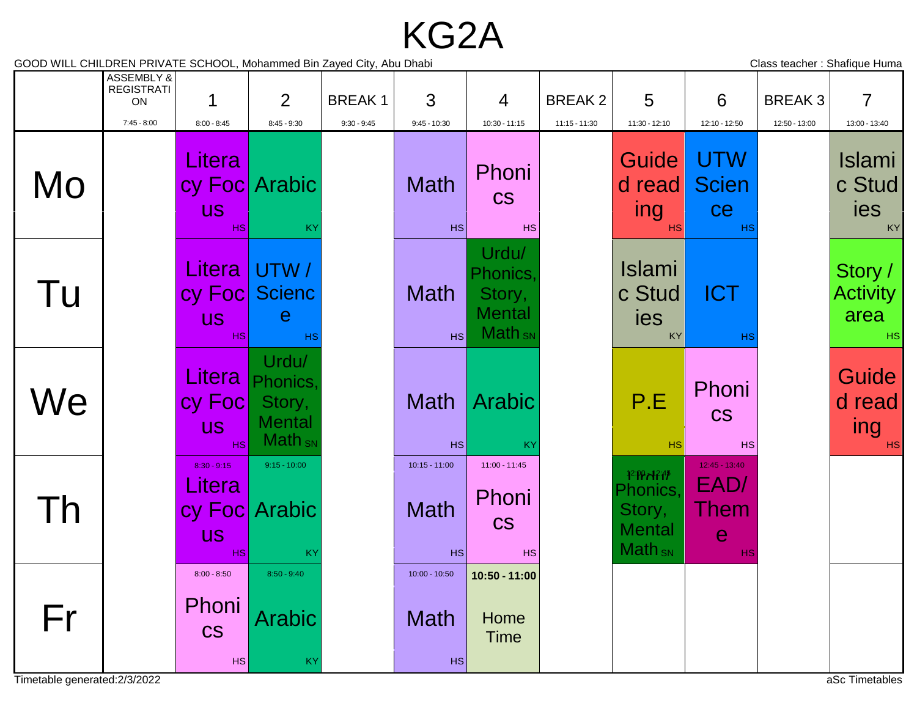# KG2A

GOOD WILL CHILDREN PRIVATE SCHOOL, Mohammed Bin Zayed City, Abu Dhabi

Class teacher : Shafique Huma

| | ASSEMBLY & REGISTRATION 7:45 - 8:00 | 1 8:00 - 8:45 | 2 8:45 - 9:30 | BREAK 1 9:30 - 9:45 | 3 9:45 - 10:30 | 4 10:30 - 11:15 | BREAK 2 11:15 - 11:30 | 5 11:30 - 12:10 | 6 12:10 - 12:50 | BREAK 3 12:50 - 13:00 | 7 13:00 - 13:40 |
|---|---|---|---|---|---|---|---|---|---|---|---|
| Mo | | Literacy Focus HS | Arabic KY | | Math HS | Phonics HS | | Guided reading HS | UTW Science HS | | Islamic Studies KY |
| Tu | | Literacy Focus HS | UTW / Science HS | | Math HS | Urdu/ Phonics, Story, Mental Math SN | | Islamic Studies KY | ICT HS | | Story / Activity area HS |
| We | | Literacy Focus HS | Urdu/ Phonics, Story, Mental Math SN | | Math HS | Arabic KY | | P.E HS | Phonics HS | | Guided reading HS |
| Th | | 8:30 - 9:15 Literacy Focus HS | 9:15 - 10:00 Arabic KY | | 10:15 - 11:00 Math HS | 11:00 - 11:45 Phonics HS | | 12:00 - 12:45 Urdu/ Phonics, Story, Mental Math SN | 12:45 - 13:40 EAD/ Theme HS | | |
| Fr | | 8:00 - 8:50 Phonics HS | 8:50 - 9:40 Arabic KY | | 10:00 - 10:50 Math HS | **10:50 - 11:00** Home Time | | | | | |

Timetable generated:2/3/2022

aSc Timetables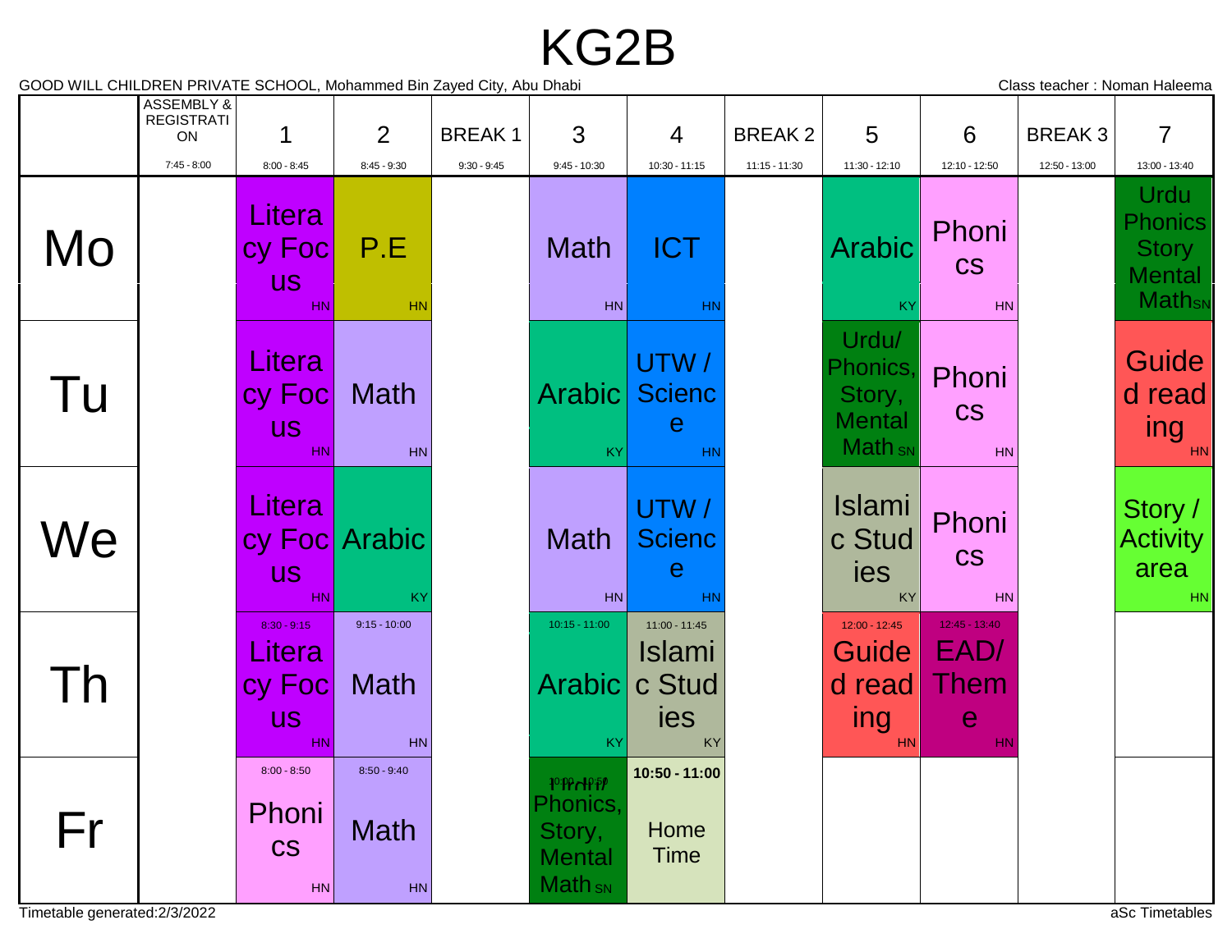# KG2B

GOOD WILL CHILDREN PRIVATE SCHOOL, Mohammed Bin Zayed City, Abu Dhabi

Class teacher : Noman Haleema

| | ASSEMBLY & REGISTRATION 7:45 - 8:00 | 1 8:00 - 8:45 | 2 8:45 - 9:30 | BREAK 1 9:30 - 9:45 | 3 9:45 - 10:30 | 4 10:30 - 11:15 | BREAK 2 11:15 - 11:30 | 5 11:30 - 12:10 | 6 12:10 - 12:50 | BREAK 3 12:50 - 13:00 | 7 13:00 - 13:40 |
|---|---|---|---|---|---|---|---|---|---|---|---|
| Mo | | Literacy Focus HN | P.E HN | | Math HN | ICT HN | | Arabic KY | Phonics HN | | Urdu Phonics Story Mental Math SN |
| Tu | | Literacy Focus HN | Math HN | | Arabic KY | UTW / Science HN | | Urdu/ Phonics, Story, Mental Math SN | Phonics HN | | Guided reading HN |
| We | | Literacy Focus HN | Arabic KY | | Math HN | UTW / Science HN | | Islamic Studies KY | Phonics HN | | Story / Activity area HN |
| Th | | 8:30 - 9:15 Literacy Focus HN | 9:15 - 10:00 Math HN | | 10:15 - 11:00 Arabic KY | 11:00 - 11:45 Islamic Studies KY | | 12:00 - 12:45 Guided reading HN | 12:45 - 13:40 EAD/ Theme HN | | |
| Fr | | 8:00 - 8:50 Phonics HN | 8:50 - 9:40 Math HN | | 10:00 - 10:50 Urdu/ Phonics, Story, Mental Math SN | 10:50 - 11:00 Home Time | | | | | |

Timetable generated:2/3/2022

aSc Timetables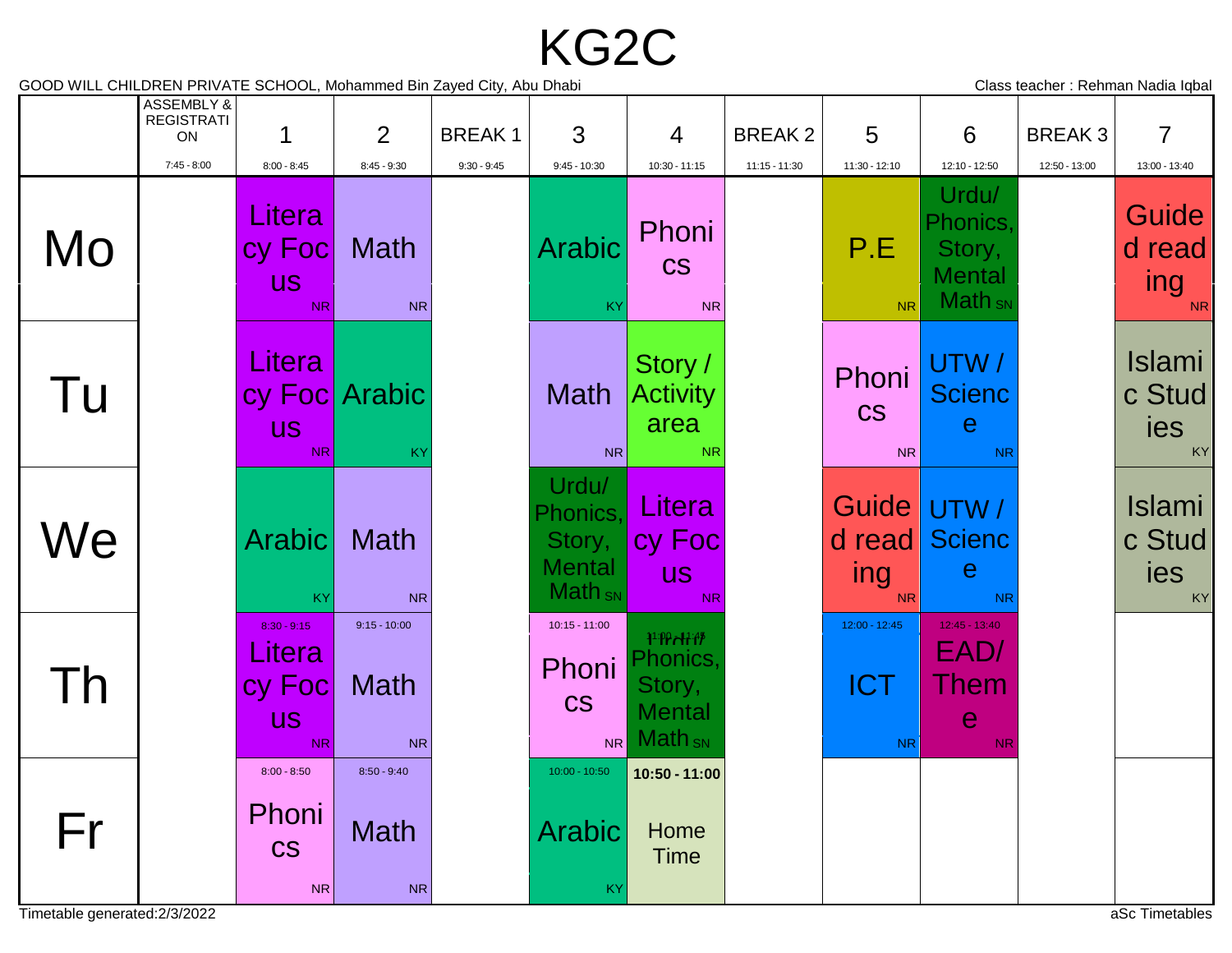# KG2C

GOOD WILL CHILDREN PRIVATE SCHOOL, Mohammed Bin Zayed City, Abu Dhabi

Class teacher : Rehman Nadia Iqbal

| | ASSEMBLY & REGISTRATION 7:45 - 8:00 | 1 8:00 - 8:45 | 2 8:45 - 9:30 | BREAK 1 9:30 - 9:45 | 3 9:45 - 10:30 | 4 10:30 - 11:15 | BREAK 2 11:15 - 11:30 | 5 11:30 - 12:10 | 6 12:10 - 12:50 | BREAK 3 12:50 - 13:00 | 7 13:00 - 13:40 |
|---|---|---|---|---|---|---|---|---|---|---|---|
| Mo | | Literacy Focus NR | Math NR | | Arabic KY | Phonics NR | | P.E NR | Urdu/ Phonics, Story, Mental Math SN | | Guided reading NR |
| Tu | | Literacy Focus NR | Arabic KY | | Math NR | Story / Activity area NR | | Phonics NR | UTW / Science NR | | Islamic Studies KY |
| We | | Arabic KY | Math NR | | Urdu/ Phonics, Story, Mental Math SN | Literacy Focus NR | | Guided reading NR | UTW / Science NR | | Islamic Studies KY |
| Th | | 8:30 - 9:15 Literacy Focus NR | 9:15 - 10:00 Math NR | | 10:15 - 11:00 Phonics NR | 11:00 - 11:45 Urdu/ Phonics, Story, Mental Math SN | | 12:00 - 12:45 ICT NR | 12:45 - 13:40 EAD/ Theme NR | | |
| Fr | | 8:00 - 8:50 Phonics NR | 8:50 - 9:40 Math NR | | 10:00 - 10:50 Arabic KY | **10:50 - 11:00** Home Time | | | | | |

Timetable generated:2/3/2022

aSc Timetables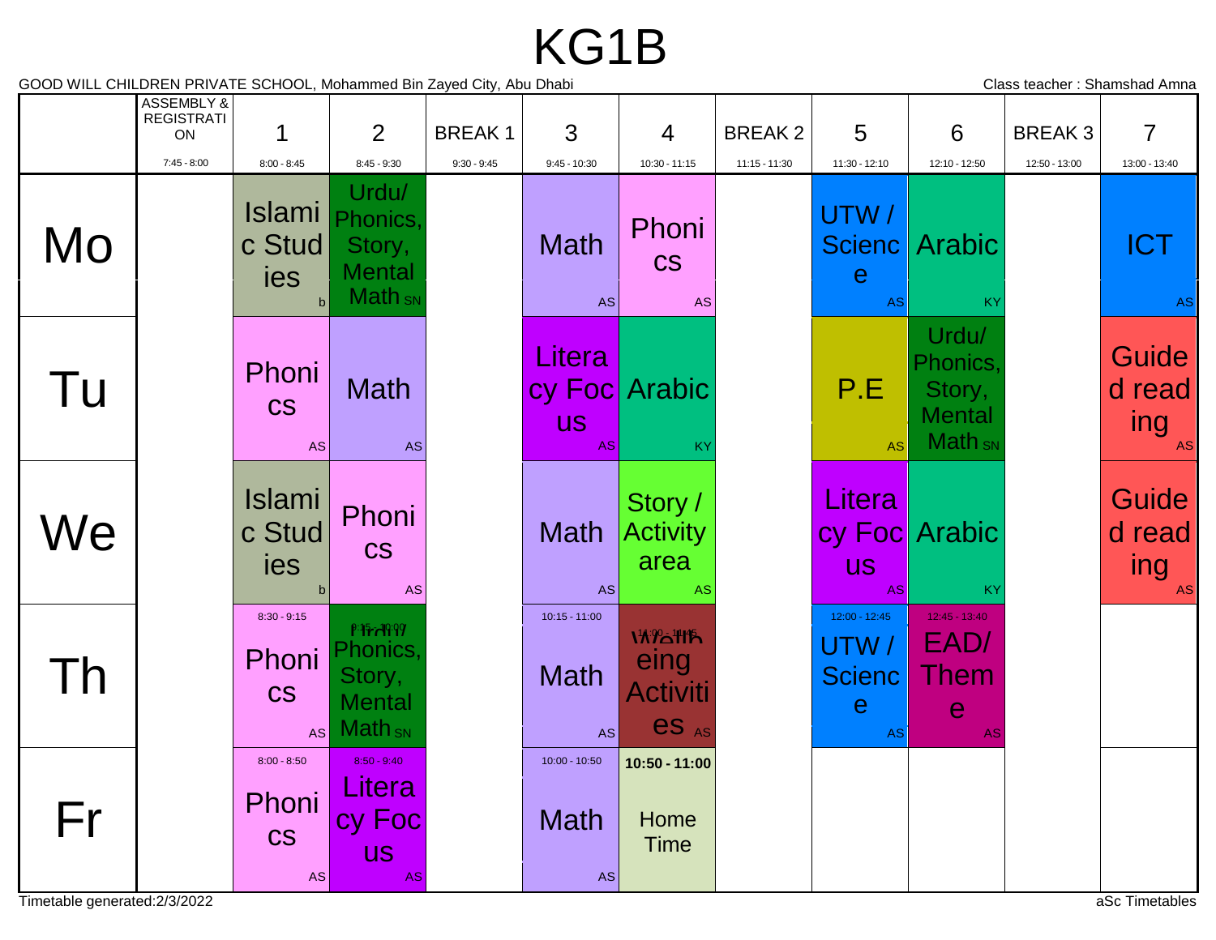# KG1B

GOOD WILL CHILDREN PRIVATE SCHOOL, Mohammed Bin Zayed City, Abu Dhabi

Class teacher : Shamshad Amna

| | ASSEMBLY & REGISTRATION 7:45 - 8:00 | 1 8:00 - 8:45 | 2 8:45 - 9:30 | BREAK 1 9:30 - 9:45 | 3 9:45 - 10:30 | 4 10:30 - 11:15 | BREAK 2 11:15 - 11:30 | 5 11:30 - 12:10 | 6 12:10 - 12:50 | BREAK 3 12:50 - 13:00 | 7 13:00 - 13:40 |
|---|---|---|---|---|---|---|---|---|---|---|---|
| Mo | | Islamic Studies b | Urdu/ Phonics, Story, Mental Math SN | | Math AS | Phonics AS | | UTW / Science AS | Arabic KY | | ICT AS |
| Tu | | Phonics AS | Math AS | | Literacy Focus AS | Arabic KY | | P.E AS | Urdu/ Phonics, Story, Mental Math SN | | Guided reading AS |
| We | | Islamic Studies b | Phonics AS | | Math AS | Story / Activity area AS | | Literacy Focus AS | Arabic KY | | Guided reading AS |
| Th | | 8:30 - 9:15 Phonics AS | 9:15 - 10:00 Urdu/ Phonics, Story, Mental Math SN | | 10:15 - 11:00 Math AS | 11:00 - 11:45 Wellbeing Activities AS | | 12:00 - 12:45 UTW / Science AS | 12:45 - 13:40 EAD/ Theme AS | | |
| Fr | | 8:00 - 8:50 Phonics AS | 8:50 - 9:40 Literacy Focus AS | | 10:00 - 10:50 Math AS | 10:50 - 11:00 Home Time | | | | | |

Timetable generated:2/3/2022

aSc Timetables